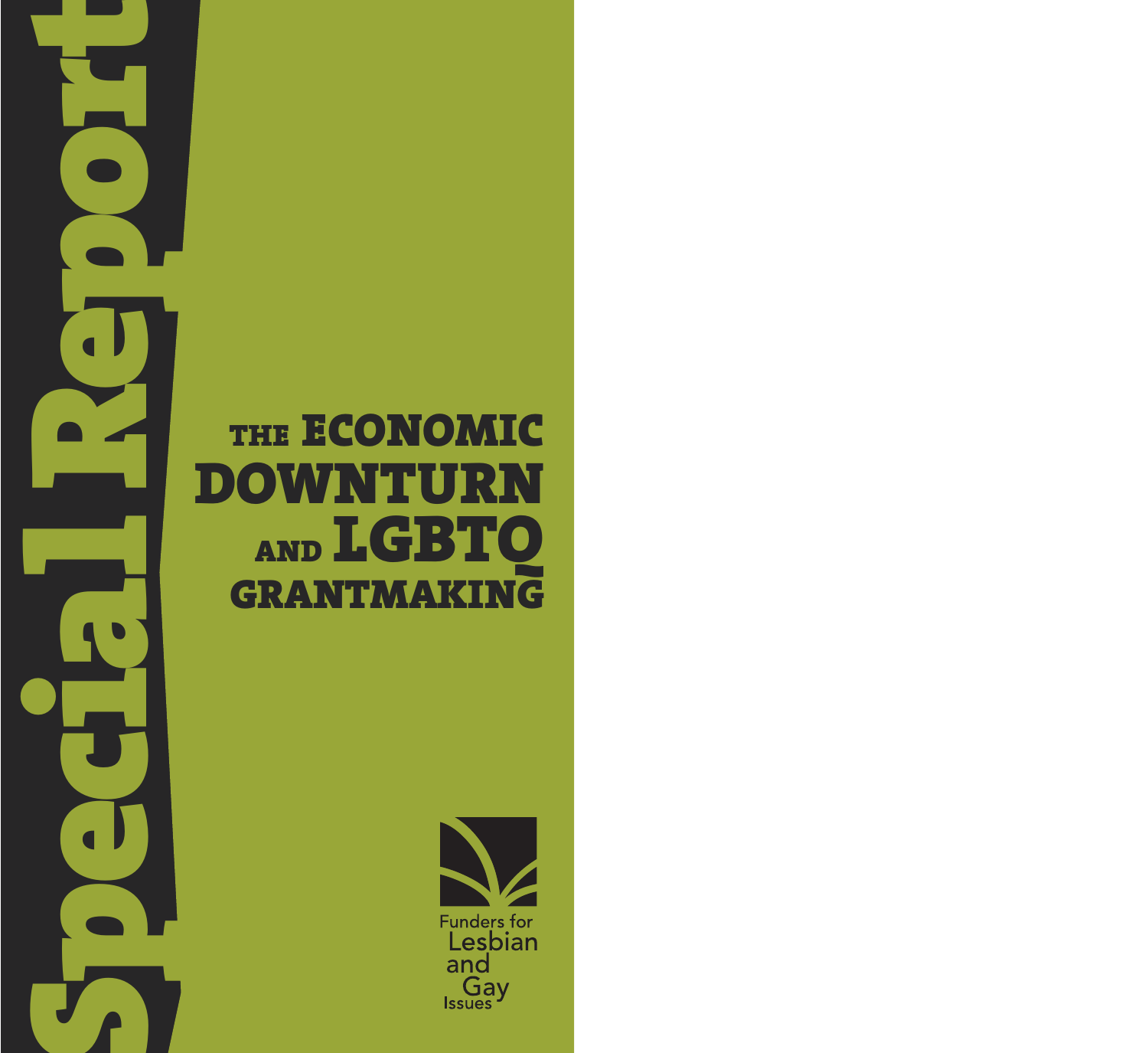Special Report

# THE ECONOMIC DOWNTURN AND LGBTQ GRANTMAKING

Funders for Lesbian and Gay Issues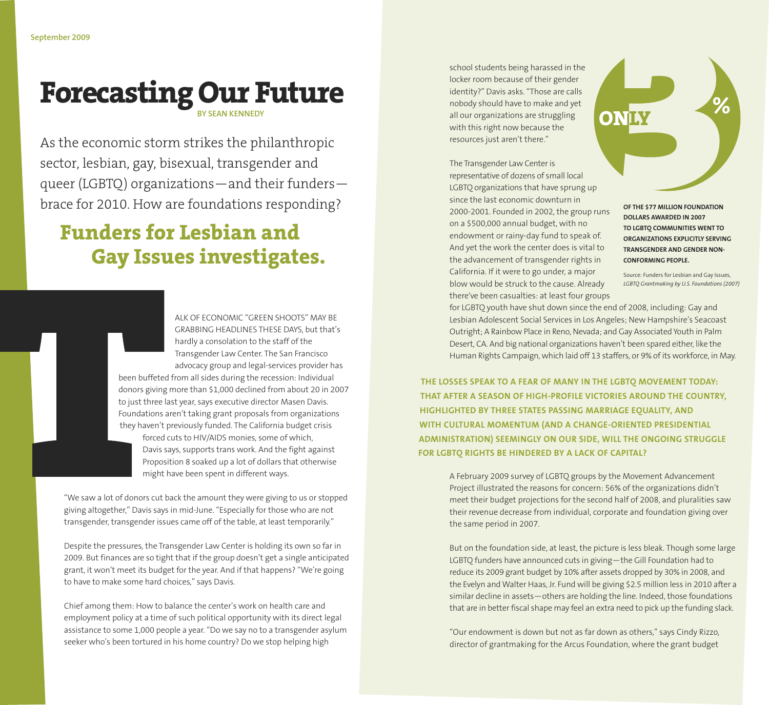September 2009

# Forecasting Our Future

BY SEAN KENNEDY

As the economic storm strikes the philanthropic sector, lesbian, gay, bisexual, transgender and queer (LGBTQ) organizations—and their funders—brace for 2010. How are foundations responding?

## Funders for Lesbian and Gay Issues investigates.

TALK OF ECONOMIC "GREEN SHOOTS" MAY BE GRABBING HEADLINES THESE DAYS, but that's hardly a consolation to the staff of the Transgender Law Center. The San Francisco advocacy group and legal-services provider has been buffeted from all sides during the recession: Individual donors giving more than $1,000 declined from about 20 in 2007 to just three last year, says executive director Masen Davis. Foundations aren't taking grant proposals from organizations they haven't previously funded. The California budget crisis forced cuts to HIV/AIDS monies, some of which, Davis says, supports trans work. And the fight against Proposition 8 soaked up a lot of dollars that otherwise might have been spent in different ways.

"We saw a lot of donors cut back the amount they were giving to us or stopped giving altogether," Davis says in mid-June. "Especially for those who are not transgender, transgender issues came off of the table, at least temporarily."

Despite the pressures, the Transgender Law Center is holding its own so far in 2009. But finances are so tight that if the group doesn't get a single anticipated grant, it won't meet its budget for the year. And if that happens? "We're going to have to make some hard choices," says Davis.

Chief among them: How to balance the center's work on health care and employment policy at a time of such political opportunity with its direct legal assistance to some 1,000 people a year. "Do we say no to a transgender asylum seeker who's been tortured in his home country? Do we stop helping high school students being harassed in the locker room because of their gender identity?" Davis asks. "Those are calls nobody should have to make and yet all our organizations are struggling with this right now because the resources just aren't there."

The Transgender Law Center is representative of dozens of small local LGBTQ organizations that have sprung up since the last economic downturn in 2000-2001. Founded in 2002, the group runs on a $500,000 annual budget, with no endowment or rainy-day fund to speak of. And yet the work the center does is vital to the advancement of transgender rights in California. If it were to go under, a major blow would be struck to the cause. Already there've been casualties: at least four groups for LGBTQ youth have shut down since the end of 2008, including: Gay and Lesbian Adolescent Social Services in Los Angeles; New Hampshire's Seacoast Outright; A Rainbow Place in Reno, Nevada; and Gay Associated Youth in Palm Desert, CA. And big national organizations haven't been spared either, like the Human Rights Campaign, which laid off 13 staffers, or 9% of its workforce, in May.

**ONLY 3%**

**OF THE $77 MILLION FOUNDATION DOLLARS AWARDED IN 2007 TO LGBTQ COMMUNITIES WENT TO ORGANIZATIONS EXPLICITLY SERVING TRANSGENDER AND GENDER NON-CONFORMING PEOPLE.**

Source: Funders for Lesbian and Gay Issues, *LGBTQ Grantmaking by U.S. Foundations (2007)*

**THE LOSSES SPEAK TO A FEAR OF MANY IN THE LGBTQ MOVEMENT TODAY: THAT AFTER A SEASON OF HIGH-PROFILE VICTORIES AROUND THE COUNTRY, HIGHLIGHTED BY THREE STATES PASSING MARRIAGE EQUALITY, AND WITH CULTURAL MOMENTUM (AND A CHANGE-ORIENTED PRESIDENTIAL ADMINISTRATION) SEEMINGLY ON OUR SIDE, WILL THE ONGOING STRUGGLE FOR LGBTQ RIGHTS BE HINDERED BY A LACK OF CAPITAL?**

A February 2009 survey of LGBTQ groups by the Movement Advancement Project illustrated the reasons for concern: 56% of the organizations didn't meet their budget projections for the second half of 2008, and pluralities saw their revenue decrease from individual, corporate and foundation giving over the same period in 2007.

But on the foundation side, at least, the picture is less bleak. Though some large LGBTQ funders have announced cuts in giving—the Gill Foundation had to reduce its 2009 grant budget by 10% after assets dropped by 30% in 2008, and the Evelyn and Walter Haas, Jr. Fund will be giving $2.5 million less in 2010 after a similar decline in assets—others are holding the line. Indeed, those foundations that are in better fiscal shape may feel an extra need to pick up the funding slack.

"Our endowment is down but not as far down as others," says Cindy Rizzo, director of grantmaking for the Arcus Foundation, where the grant budget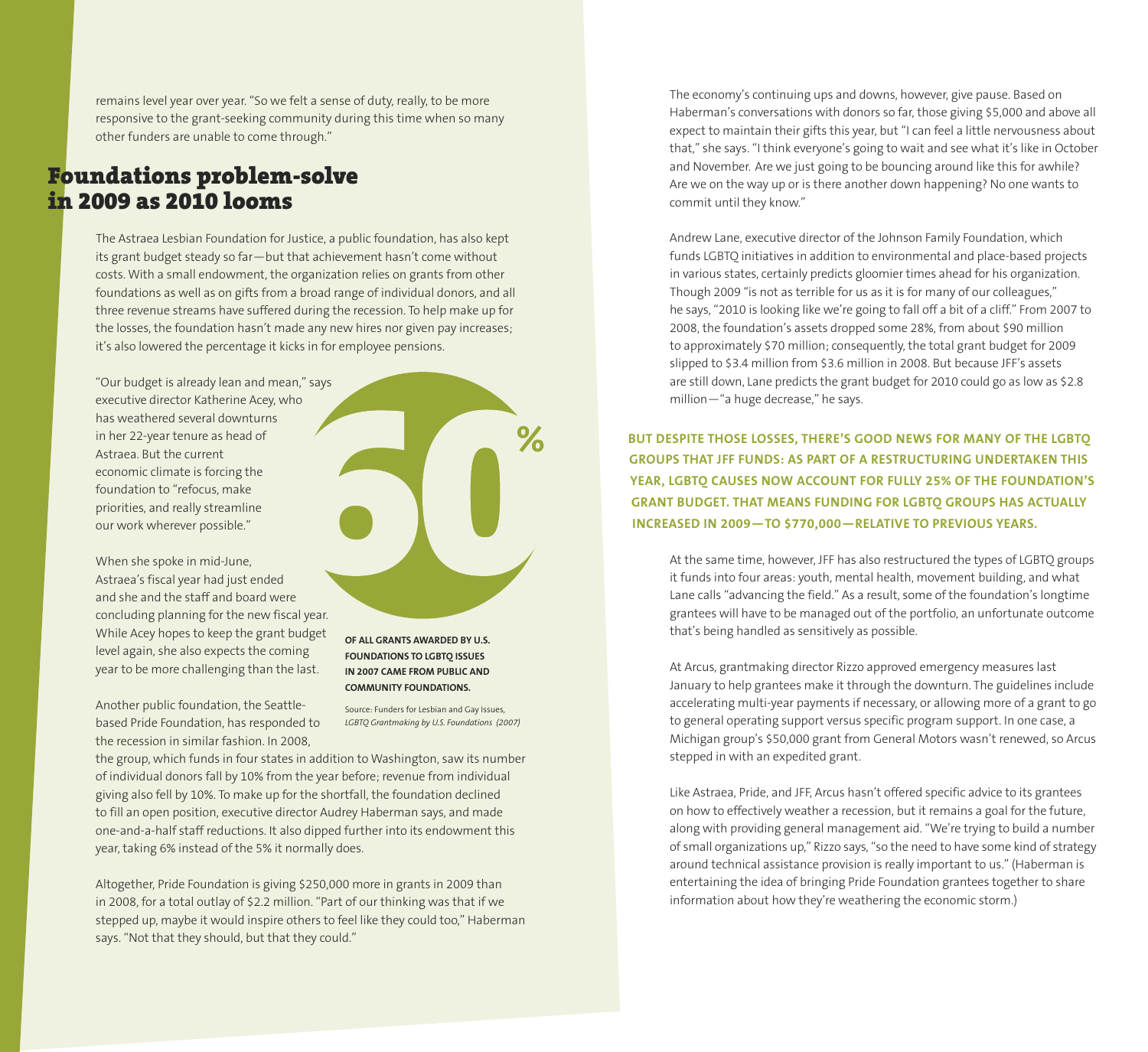remains level year over year. "So we felt a sense of duty, really, to be more responsive to the grant-seeking community during this time when so many other funders are unable to come through."

## Foundations problem-solve in 2009 as 2010 looms

The Astraea Lesbian Foundation for Justice, a public foundation, has also kept its grant budget steady so far—but that achievement hasn't come without costs. With a small endowment, the organization relies on grants from other foundations as well as on gifts from a broad range of individual donors, and all three revenue streams have suffered during the recession. To help make up for the losses, the foundation hasn't made any new hires nor given pay increases; it's also lowered the percentage it kicks in for employee pensions.

"Our budget is already lean and mean," says executive director Katherine Acey, who has weathered several downturns in her 22-year tenure as head of Astraea. But the current economic climate is forcing the foundation to "refocus, make priorities, and really streamline our work wherever possible."

When she spoke in mid-June, Astraea's fiscal year had just ended and she and the staff and board were concluding planning for the new fiscal year. While Acey hopes to keep the grant budget level again, she also expects the coming year to be more challenging than the last.

**60%**

**OF ALL GRANTS AWARDED BY U.S. FOUNDATIONS TO LGBTQ ISSUES IN 2007 CAME FROM PUBLIC AND COMMUNITY FOUNDATIONS.**

Source: Funders for Lesbian and Gay Issues, *LGBTQ Grantmaking by U.S. Foundations (2007)*

Another public foundation, the Seattle-based Pride Foundation, has responded to the recession in similar fashion. In 2008, the group, which funds in four states in addition to Washington, saw its number of individual donors fall by 10% from the year before; revenue from individual giving also fell by 10%. To make up for the shortfall, the foundation declined to fill an open position, executive director Audrey Haberman says, and made one-and-a-half staff reductions. It also dipped further into its endowment this year, taking 6% instead of the 5% it normally does.

Altogether, Pride Foundation is giving $250,000 more in grants in 2009 than in 2008, for a total outlay of $2.2 million. "Part of our thinking was that if we stepped up, maybe it would inspire others to feel like they could too," Haberman says. "Not that they should, but that they could."

The economy's continuing ups and downs, however, give pause. Based on Haberman's conversations with donors so far, those giving $5,000 and above all expect to maintain their gifts this year, but "I can feel a little nervousness about that," she says. "I think everyone's going to wait and see what it's like in October and November. Are we just going to be bouncing around like this for awhile? Are we on the way up or is there another down happening? No one wants to commit until they know."

Andrew Lane, executive director of the Johnson Family Foundation, which funds LGBTQ initiatives in addition to environmental and place-based projects in various states, certainly predicts gloomier times ahead for his organization. Though 2009 "is not as terrible for us as it is for many of our colleagues," he says, "2010 is looking like we're going to fall off a bit of a cliff." From 2007 to 2008, the foundation's assets dropped some 28%, from about $90 million to approximately $70 million; consequently, the total grant budget for 2009 slipped to $3.4 million from $3.6 million in 2008. But because JFF's assets are still down, Lane predicts the grant budget for 2010 could go as low as $2.8 million—"a huge decrease," he says.

**BUT DESPITE THOSE LOSSES, THERE'S GOOD NEWS FOR MANY OF THE LGBTQ GROUPS THAT JFF FUNDS: AS PART OF A RESTRUCTURING UNDERTAKEN THIS YEAR, LGBTQ CAUSES NOW ACCOUNT FOR FULLY 25% OF THE FOUNDATION'S GRANT BUDGET. THAT MEANS FUNDING FOR LGBTQ GROUPS HAS ACTUALLY INCREASED IN 2009—TO $770,000—RELATIVE TO PREVIOUS YEARS.**

At the same time, however, JFF has also restructured the types of LGBTQ groups it funds into four areas: youth, mental health, movement building, and what Lane calls "advancing the field." As a result, some of the foundation's longtime grantees will have to be managed out of the portfolio, an unfortunate outcome that's being handled as sensitively as possible.

At Arcus, grantmaking director Rizzo approved emergency measures last January to help grantees make it through the downturn. The guidelines include accelerating multi-year payments if necessary, or allowing more of a grant to go to general operating support versus specific program support. In one case, a Michigan group's $50,000 grant from General Motors wasn't renewed, so Arcus stepped in with an expedited grant.

Like Astraea, Pride, and JFF, Arcus hasn't offered specific advice to its grantees on how to effectively weather a recession, but it remains a goal for the future, along with providing general management aid. "We're trying to build a number of small organizations up," Rizzo says, "so the need to have some kind of strategy around technical assistance provision is really important to us." (Haberman is entertaining the idea of bringing Pride Foundation grantees together to share information about how they're weathering the economic storm.)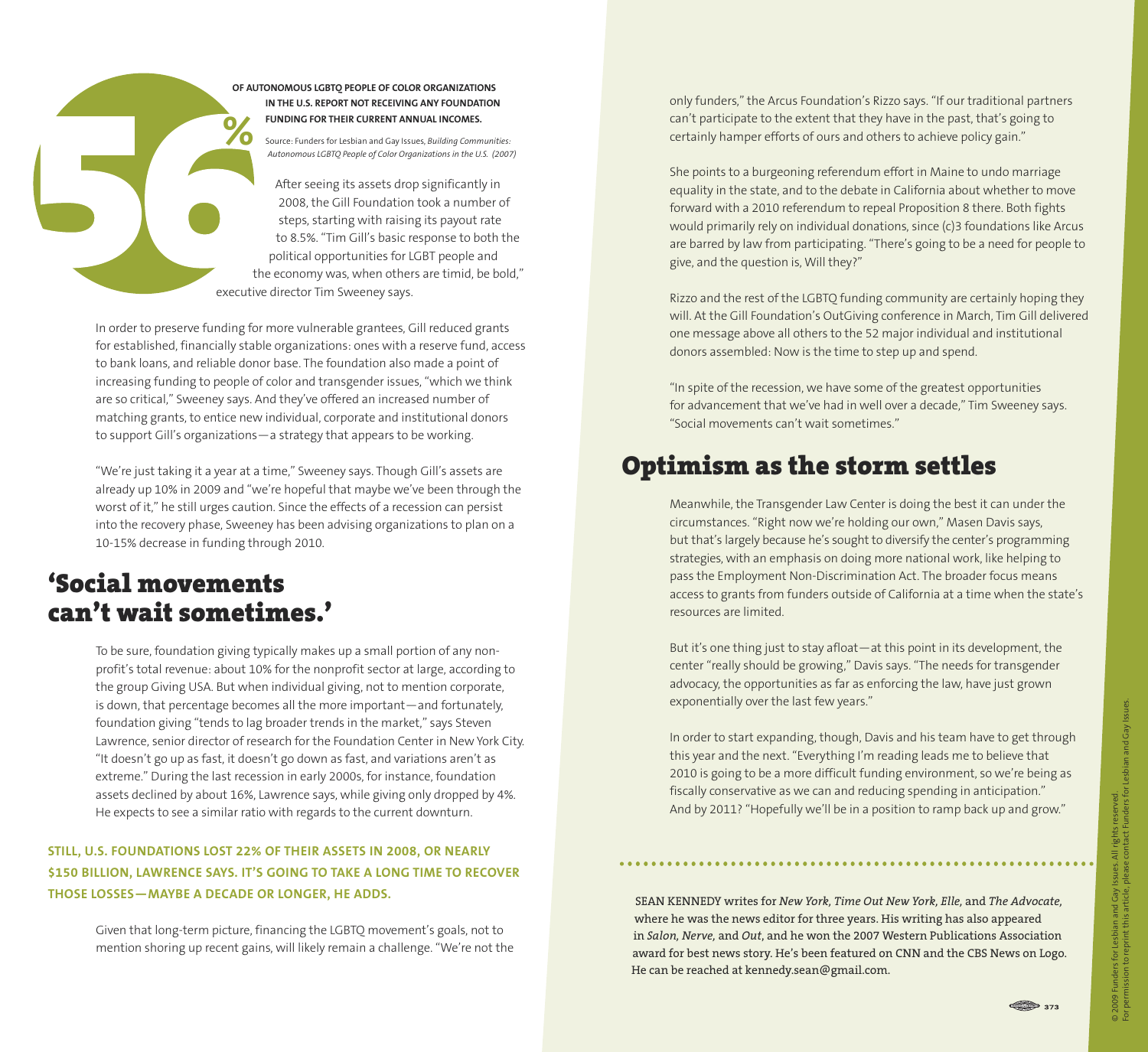**56%** OF AUTONOMOUS LGBTQ PEOPLE OF COLOR ORGANIZATIONS IN THE U.S. REPORT NOT RECEIVING ANY FOUNDATION FUNDING FOR THEIR CURRENT ANNUAL INCOMES.

Source: Funders for Lesbian and Gay Issues, *Building Communities: Autonomous LGBTQ People of Color Organizations in the U.S. (2007)*

After seeing its assets drop significantly in 2008, the Gill Foundation took a number of steps, starting with raising its payout rate to 8.5%. "Tim Gill's basic response to both the political opportunities for LGBT people and the economy was, when others are timid, be bold," executive director Tim Sweeney says.

In order to preserve funding for more vulnerable grantees, Gill reduced grants for established, financially stable organizations: ones with a reserve fund, access to bank loans, and reliable donor base. The foundation also made a point of increasing funding to people of color and transgender issues, "which we think are so critical," Sweeney says. And they've offered an increased number of matching grants, to entice new individual, corporate and institutional donors to support Gill's organizations—a strategy that appears to be working.

"We're just taking it a year at a time," Sweeney says. Though Gill's assets are already up 10% in 2009 and "we're hopeful that maybe we've been through the worst of it," he still urges caution. Since the effects of a recession can persist into the recovery phase, Sweeney has been advising organizations to plan on a 10-15% decrease in funding through 2010.

## 'Social movements can't wait sometimes.'

To be sure, foundation giving typically makes up a small portion of any nonprofit's total revenue: about 10% for the nonprofit sector at large, according to the group Giving USA. But when individual giving, not to mention corporate, is down, that percentage becomes all the more important—and fortunately, foundation giving "tends to lag broader trends in the market," says Steven Lawrence, senior director of research for the Foundation Center in New York City. "It doesn't go up as fast, it doesn't go down as fast, and variations aren't as extreme." During the last recession in early 2000s, for instance, foundation assets declined by about 16%, Lawrence says, while giving only dropped by 4%. He expects to see a similar ratio with regards to the current downturn.

**STILL, U.S. FOUNDATIONS LOST 22% OF THEIR ASSETS IN 2008, OR NEARLY $150 BILLION, LAWRENCE SAYS. IT'S GOING TO TAKE A LONG TIME TO RECOVER THOSE LOSSES—MAYBE A DECADE OR LONGER, HE ADDS.**

Given that long-term picture, financing the LGBTQ movement's goals, not to mention shoring up recent gains, will likely remain a challenge. "We're not the only funders," the Arcus Foundation's Rizzo says. "If our traditional partners can't participate to the extent that they have in the past, that's going to certainly hamper efforts of ours and others to achieve policy gain."

She points to a burgeoning referendum effort in Maine to undo marriage equality in the state, and to the debate in California about whether to move forward with a 2010 referendum to repeal Proposition 8 there. Both fights would primarily rely on individual donations, since (c)3 foundations like Arcus are barred by law from participating. "There's going to be a need for people to give, and the question is, Will they?"

Rizzo and the rest of the LGBTQ funding community are certainly hoping they will. At the Gill Foundation's OutGiving conference in March, Tim Gill delivered one message above all others to the 52 major individual and institutional donors assembled: Now is the time to step up and spend.

"In spite of the recession, we have some of the greatest opportunities for advancement that we've had in well over a decade," Tim Sweeney says. "Social movements can't wait sometimes."

## Optimism as the storm settles

Meanwhile, the Transgender Law Center is doing the best it can under the circumstances. "Right now we're holding our own," Masen Davis says, but that's largely because he's sought to diversify the center's programming strategies, with an emphasis on doing more national work, like helping to pass the Employment Non-Discrimination Act. The broader focus means access to grants from funders outside of California at a time when the state's resources are limited.

But it's one thing just to stay afloat—at this point in its development, the center "really should be growing," Davis says. "The needs for transgender advocacy, the opportunities as far as enforcing the law, have just grown exponentially over the last few years."

In order to start expanding, though, Davis and his team have to get through this year and the next. "Everything I'm reading leads me to believe that 2010 is going to be a more difficult funding environment, so we're being as fiscally conservative as we can and reducing spending in anticipation." And by 2011? "Hopefully we'll be in a position to ramp back up and grow."

---

SEAN KENNEDY writes for *New York, Time Out New York, Elle,* and *The Advocate,* where he was the news editor for three years. His writing has also appeared in *Salon, Nerve,* and *Out*, and he won the 2007 Western Publications Association award for best news story. He's been featured on CNN and the CBS News on Logo. He can be reached at kennedy.sean@gmail.com.

© 2009 Funders for Lesbian and Gay Issues. All rights reserved. For permission to reprint this article, please contact Funders for Lesbian and Gay Issues.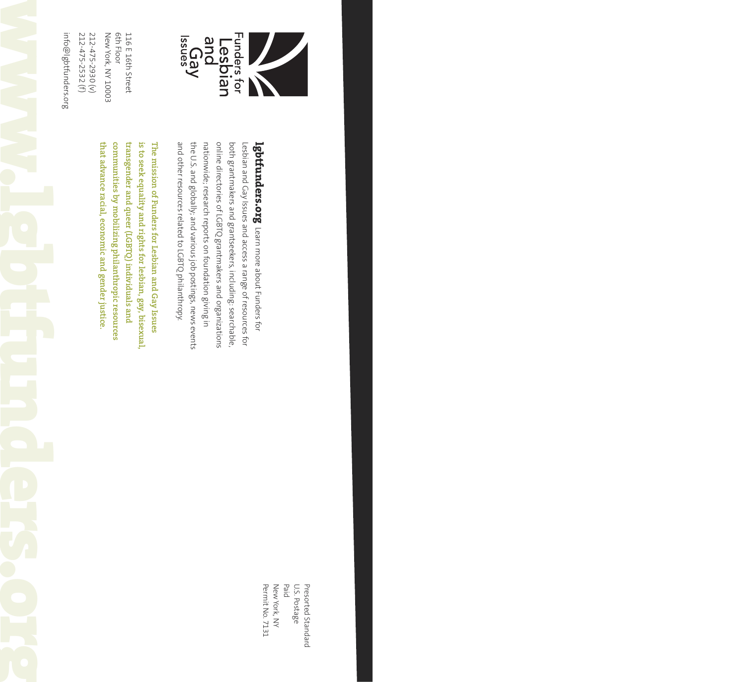Funders for Lesbian and Gay Issues

116 E 16th Street
6th Floor
New York, NY 10003
212-475-2930 (v)
212-475-2532 (f)
info@lgbtfunders.org

**lgbtfunders.org** Learn more about Funders for Lesbian and Gay Issues and access a range of resources for both grantmakers and grantseekers, including: searchable, online directories of LGBTQ grantmakers and organizations nationwide; research reports on foundation giving in the U.S. and globally; and various job postings, news events and other resources related to LGBTQ philanthropy.

**The mission of Funders for Lesbian and Gay Issues is to seek equality and rights for lesbian, gay, bisexual, transgender and queer (LGBTQ) individuals and communities by mobilizing philanthropic resources that advance racial, economic and gender justice.**

Presorted Standard
U.S. Postage
Paid
New York, NY
Permit No. 7131

www.lgbtfunders.org